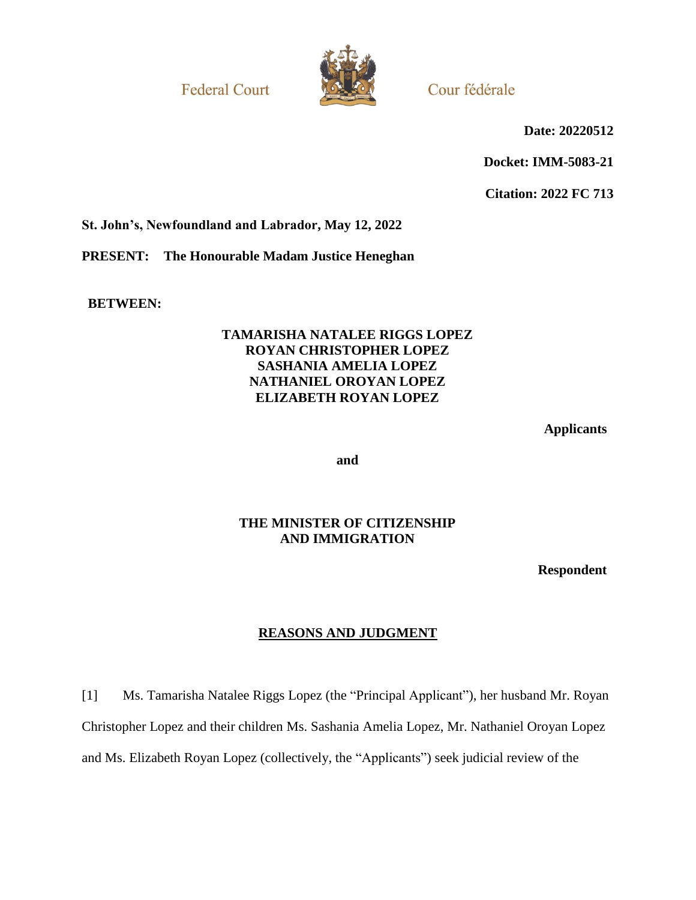Federal Court

Cour fédérale

**Date: 20220512**

**Docket: IMM-5083-21**

**Citation: 2022 FC 713**

**St. John's, Newfoundland and Labrador, May 12, 2022**

**PRESENT: The Honourable Madam Justice Heneghan**

**BETWEEN:**

**TAMARISHA NATALEE RIGGS LOPEZ**
**ROYAN CHRISTOPHER LOPEZ**
**SASHANIA AMELIA LOPEZ**
**NATHANIEL OROYAN LOPEZ**
**ELIZABETH ROYAN LOPEZ**

**Applicants**

**and**

**THE MINISTER OF CITIZENSHIP AND IMMIGRATION**

**Respondent**

## REASONS AND JUDGMENT

[1] Ms. Tamarisha Natalee Riggs Lopez (the "Principal Applicant"), her husband Mr. Royan Christopher Lopez and their children Ms. Sashania Amelia Lopez, Mr. Nathaniel Oroyan Lopez and Ms. Elizabeth Royan Lopez (collectively, the "Applicants") seek judicial review of the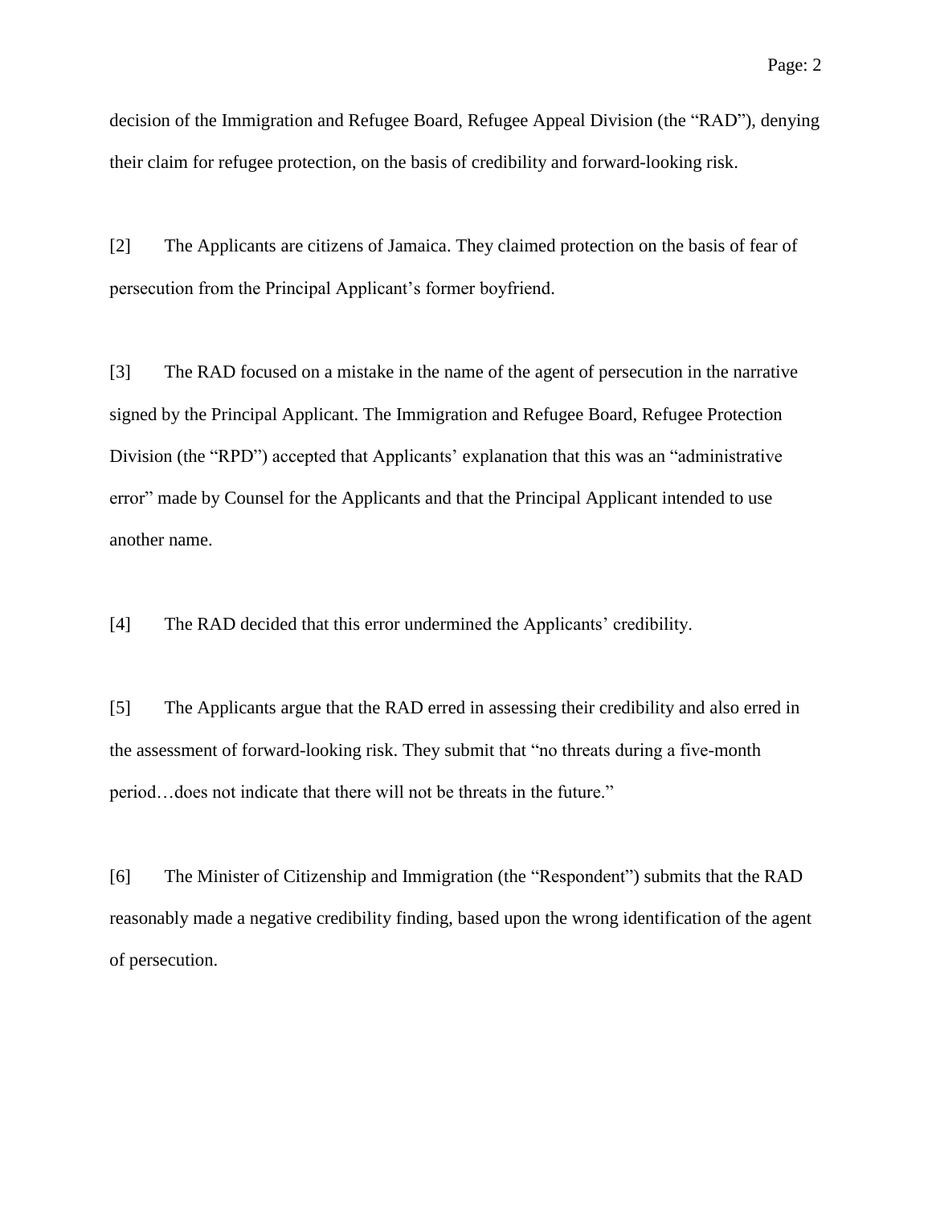decision of the Immigration and Refugee Board, Refugee Appeal Division (the "RAD"), denying their claim for refugee protection, on the basis of credibility and forward-looking risk.

[2] The Applicants are citizens of Jamaica. They claimed protection on the basis of fear of persecution from the Principal Applicant's former boyfriend.

[3] The RAD focused on a mistake in the name of the agent of persecution in the narrative signed by the Principal Applicant. The Immigration and Refugee Board, Refugee Protection Division (the "RPD") accepted that Applicants' explanation that this was an "administrative error" made by Counsel for the Applicants and that the Principal Applicant intended to use another name.

[4] The RAD decided that this error undermined the Applicants' credibility.

[5] The Applicants argue that the RAD erred in assessing their credibility and also erred in the assessment of forward-looking risk. They submit that "no threats during a five-month period…does not indicate that there will not be threats in the future."

[6] The Minister of Citizenship and Immigration (the "Respondent") submits that the RAD reasonably made a negative credibility finding, based upon the wrong identification of the agent of persecution.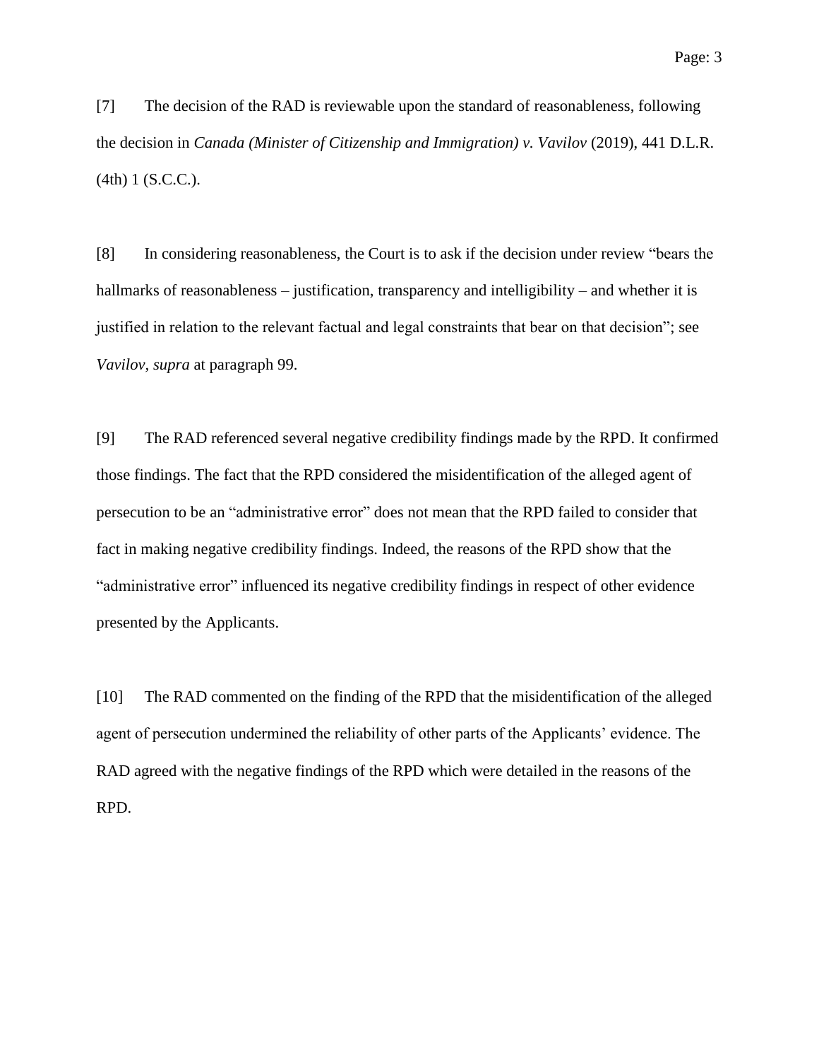[7] The decision of the RAD is reviewable upon the standard of reasonableness, following the decision in *Canada (Minister of Citizenship and Immigration) v. Vavilov* (2019), 441 D.L.R. (4th) 1 (S.C.C.).

[8] In considering reasonableness, the Court is to ask if the decision under review "bears the hallmarks of reasonableness – justification, transparency and intelligibility – and whether it is justified in relation to the relevant factual and legal constraints that bear on that decision"; see *Vavilov, supra* at paragraph 99.

[9] The RAD referenced several negative credibility findings made by the RPD. It confirmed those findings. The fact that the RPD considered the misidentification of the alleged agent of persecution to be an "administrative error" does not mean that the RPD failed to consider that fact in making negative credibility findings. Indeed, the reasons of the RPD show that the "administrative error" influenced its negative credibility findings in respect of other evidence presented by the Applicants.

[10] The RAD commented on the finding of the RPD that the misidentification of the alleged agent of persecution undermined the reliability of other parts of the Applicants' evidence. The RAD agreed with the negative findings of the RPD which were detailed in the reasons of the RPD.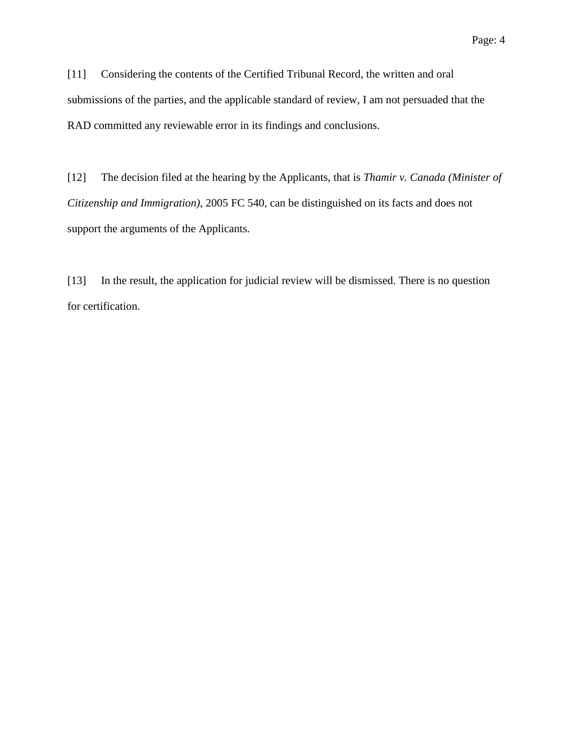[11] Considering the contents of the Certified Tribunal Record, the written and oral submissions of the parties, and the applicable standard of review, I am not persuaded that the RAD committed any reviewable error in its findings and conclusions.

[12] The decision filed at the hearing by the Applicants, that is *Thamir v. Canada (Minister of Citizenship and Immigration)*, 2005 FC 540, can be distinguished on its facts and does not support the arguments of the Applicants.

[13] In the result, the application for judicial review will be dismissed. There is no question for certification.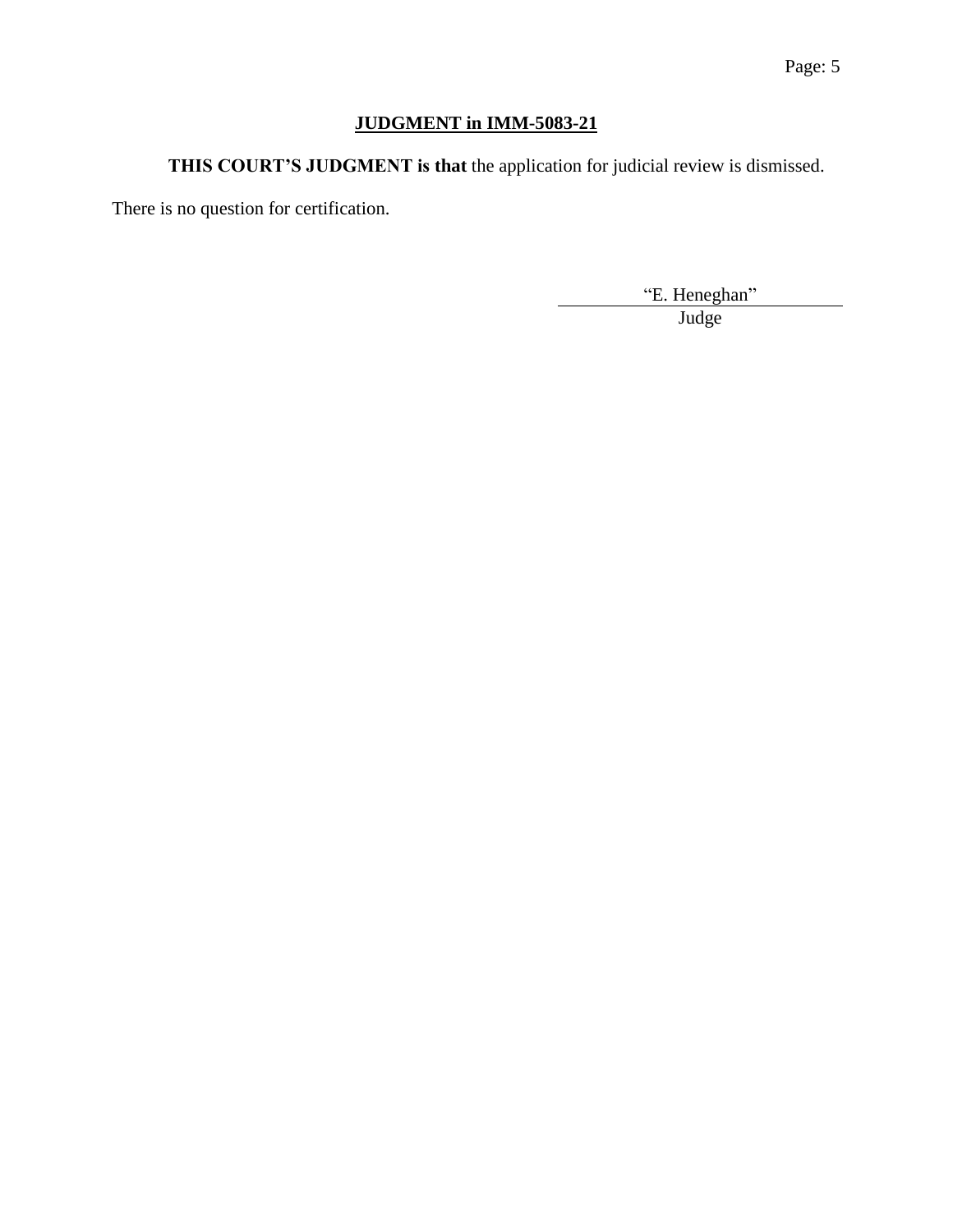## JUDGMENT in IMM-5083-21

**THIS COURT'S JUDGMENT is that** the application for judicial review is dismissed.

There is no question for certification.

"E. Heneghan"

Judge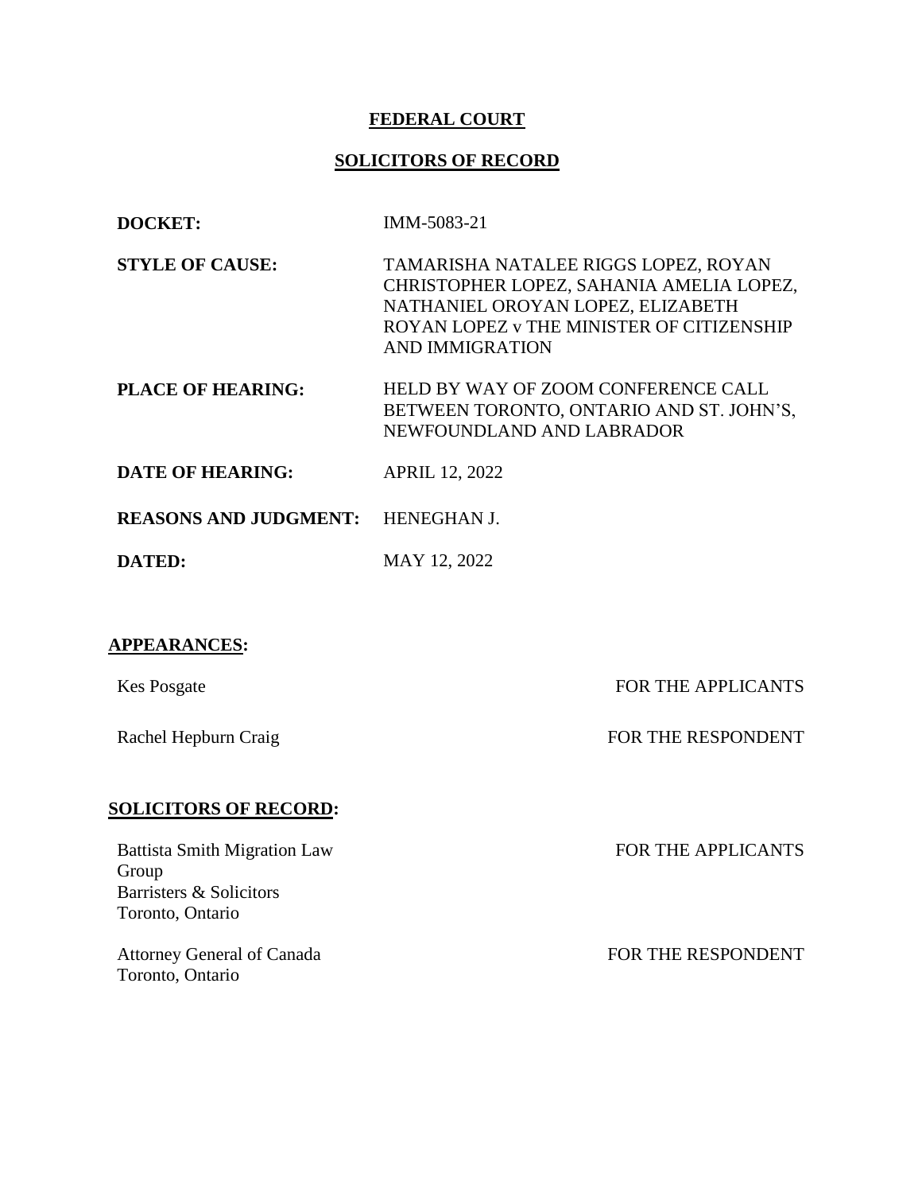# FEDERAL COURT

## SOLICITORS OF RECORD

| | |
|---|---|
| **DOCKET:** | IMM-5083-21 |
| **STYLE OF CAUSE:** | TAMARISHA NATALEE RIGGS LOPEZ, ROYAN CHRISTOPHER LOPEZ, SAHANIA AMELIA LOPEZ, NATHANIEL OROYAN LOPEZ, ELIZABETH ROYAN LOPEZ v THE MINISTER OF CITIZENSHIP AND IMMIGRATION |
| **PLACE OF HEARING:** | HELD BY WAY OF ZOOM CONFERENCE CALL BETWEEN TORONTO, ONTARIO AND ST. JOHN'S, NEWFOUNDLAND AND LABRADOR |
| **DATE OF HEARING:** | APRIL 12, 2022 |
| **REASONS AND JUDGMENT:** | HENEGHAN J. |
| **DATED:** | MAY 12, 2022 |

## APPEARANCES:

| | |
|---|---|
| Kes Posgate | FOR THE APPLICANTS |
| Rachel Hepburn Craig | FOR THE RESPONDENT |

## SOLICITORS OF RECORD:

| | |
|---|---|
| Battista Smith Migration Law Group<br>Barristers & Solicitors<br>Toronto, Ontario | FOR THE APPLICANTS |
| Attorney General of Canada<br>Toronto, Ontario | FOR THE RESPONDENT |